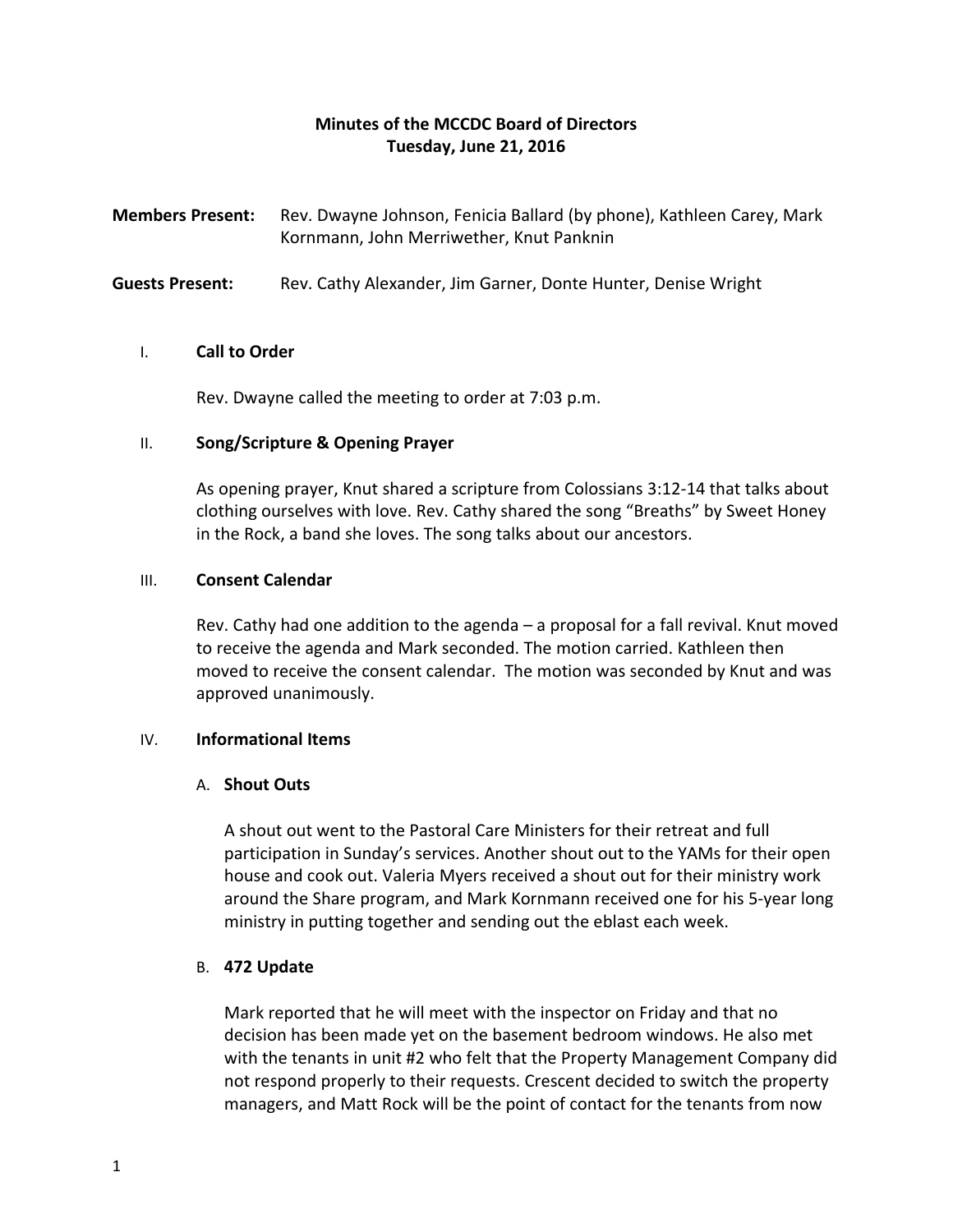**Minutes of the MCCDC Board of Directors**
**Tuesday, June 21, 2016**

**Members Present:** Rev. Dwayne Johnson, Fenicia Ballard (by phone), Kathleen Carey, Mark Kornmann, John Merriwether, Knut Panknin

**Guests Present:** Rev. Cathy Alexander, Jim Garner, Donte Hunter, Denise Wright

## I. Call to Order

Rev. Dwayne called the meeting to order at 7:03 p.m.

## II. Song/Scripture & Opening Prayer

As opening prayer, Knut shared a scripture from Colossians 3:12-14 that talks about clothing ourselves with love. Rev. Cathy shared the song "Breaths" by Sweet Honey in the Rock, a band she loves. The song talks about our ancestors.

## III. Consent Calendar

Rev. Cathy had one addition to the agenda – a proposal for a fall revival. Knut moved to receive the agenda and Mark seconded. The motion carried. Kathleen then moved to receive the consent calendar. The motion was seconded by Knut and was approved unanimously.

## IV. Informational Items

### A. Shout Outs

A shout out went to the Pastoral Care Ministers for their retreat and full participation in Sunday's services. Another shout out to the YAMs for their open house and cook out. Valeria Myers received a shout out for their ministry work around the Share program, and Mark Kornmann received one for his 5-year long ministry in putting together and sending out the eblast each week.

### B. 472 Update

Mark reported that he will meet with the inspector on Friday and that no decision has been made yet on the basement bedroom windows. He also met with the tenants in unit #2 who felt that the Property Management Company did not respond properly to their requests. Crescent decided to switch the property managers, and Matt Rock will be the point of contact for the tenants from now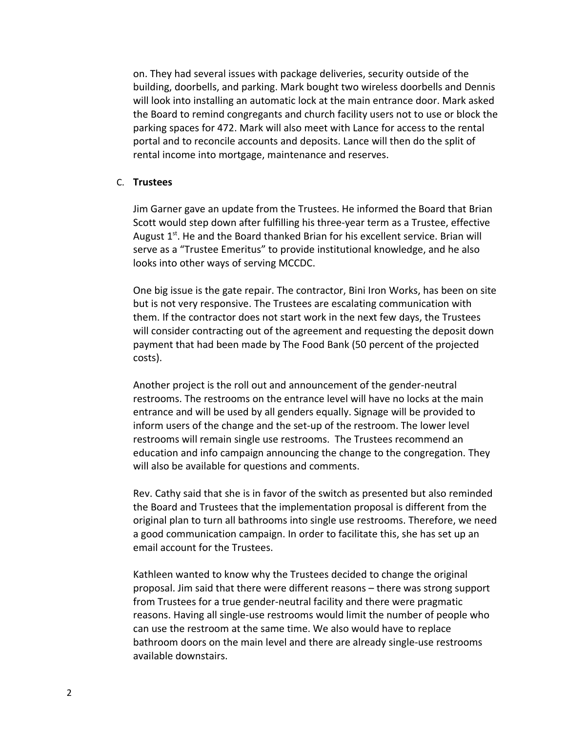on. They had several issues with package deliveries, security outside of the building, doorbells, and parking. Mark bought two wireless doorbells and Dennis will look into installing an automatic lock at the main entrance door. Mark asked the Board to remind congregants and church facility users not to use or block the parking spaces for 472. Mark will also meet with Lance for access to the rental portal and to reconcile accounts and deposits. Lance will then do the split of rental income into mortgage, maintenance and reserves.

C. **Trustees**

Jim Garner gave an update from the Trustees. He informed the Board that Brian Scott would step down after fulfilling his three-year term as a Trustee, effective August 1st. He and the Board thanked Brian for his excellent service. Brian will serve as a "Trustee Emeritus" to provide institutional knowledge, and he also looks into other ways of serving MCCDC.

One big issue is the gate repair. The contractor, Bini Iron Works, has been on site but is not very responsive. The Trustees are escalating communication with them. If the contractor does not start work in the next few days, the Trustees will consider contracting out of the agreement and requesting the deposit down payment that had been made by The Food Bank (50 percent of the projected costs).

Another project is the roll out and announcement of the gender-neutral restrooms. The restrooms on the entrance level will have no locks at the main entrance and will be used by all genders equally. Signage will be provided to inform users of the change and the set-up of the restroom. The lower level restrooms will remain single use restrooms. The Trustees recommend an education and info campaign announcing the change to the congregation. They will also be available for questions and comments.

Rev. Cathy said that she is in favor of the switch as presented but also reminded the Board and Trustees that the implementation proposal is different from the original plan to turn all bathrooms into single use restrooms. Therefore, we need a good communication campaign. In order to facilitate this, she has set up an email account for the Trustees.

Kathleen wanted to know why the Trustees decided to change the original proposal. Jim said that there were different reasons – there was strong support from Trustees for a true gender-neutral facility and there were pragmatic reasons. Having all single-use restrooms would limit the number of people who can use the restroom at the same time. We also would have to replace bathroom doors on the main level and there are already single-use restrooms available downstairs.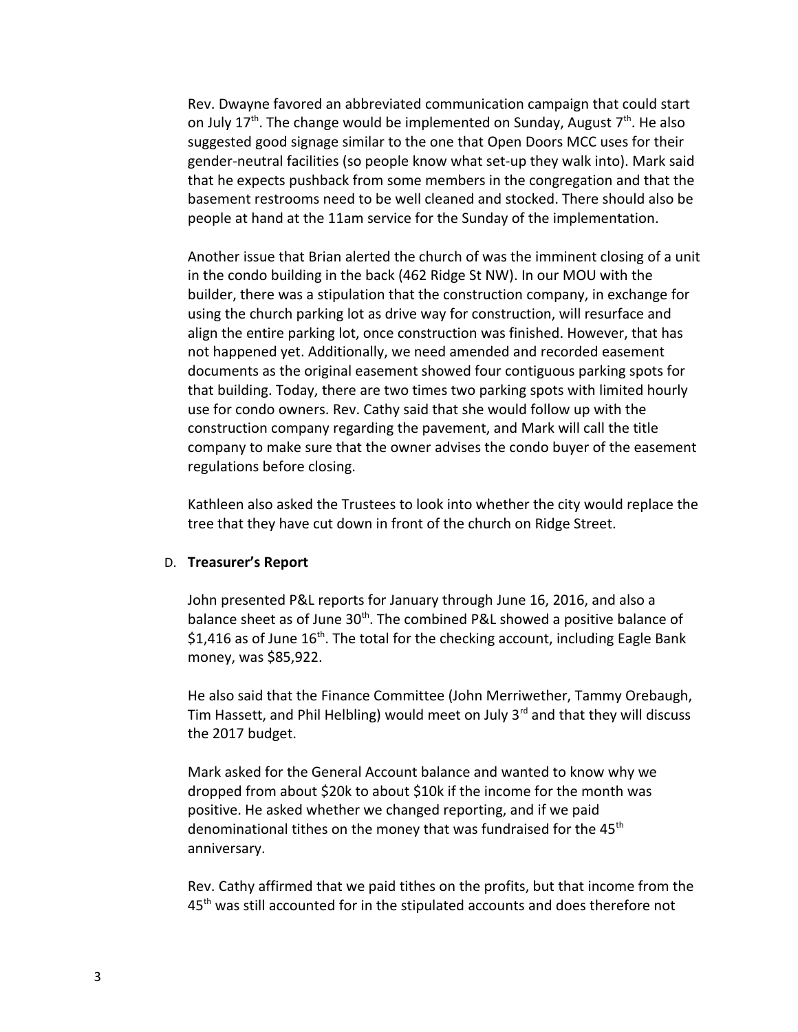Rev. Dwayne favored an abbreviated communication campaign that could start on July 17th. The change would be implemented on Sunday, August 7th. He also suggested good signage similar to the one that Open Doors MCC uses for their gender-neutral facilities (so people know what set-up they walk into). Mark said that he expects pushback from some members in the congregation and that the basement restrooms need to be well cleaned and stocked. There should also be people at hand at the 11am service for the Sunday of the implementation.

Another issue that Brian alerted the church of was the imminent closing of a unit in the condo building in the back (462 Ridge St NW). In our MOU with the builder, there was a stipulation that the construction company, in exchange for using the church parking lot as drive way for construction, will resurface and align the entire parking lot, once construction was finished. However, that has not happened yet. Additionally, we need amended and recorded easement documents as the original easement showed four contiguous parking spots for that building. Today, there are two times two parking spots with limited hourly use for condo owners. Rev. Cathy said that she would follow up with the construction company regarding the pavement, and Mark will call the title company to make sure that the owner advises the condo buyer of the easement regulations before closing.

Kathleen also asked the Trustees to look into whether the city would replace the tree that they have cut down in front of the church on Ridge Street.

D. **Treasurer's Report**

John presented P&L reports for January through June 16, 2016, and also a balance sheet as of June 30th. The combined P&L showed a positive balance of $1,416 as of June 16th. The total for the checking account, including Eagle Bank money, was $85,922.

He also said that the Finance Committee (John Merriwether, Tammy Orebaugh, Tim Hassett, and Phil Helbling) would meet on July 3rd and that they will discuss the 2017 budget.

Mark asked for the General Account balance and wanted to know why we dropped from about $20k to about $10k if the income for the month was positive. He asked whether we changed reporting, and if we paid denominational tithes on the money that was fundraised for the 45th anniversary.

Rev. Cathy affirmed that we paid tithes on the profits, but that income from the 45th was still accounted for in the stipulated accounts and does therefore not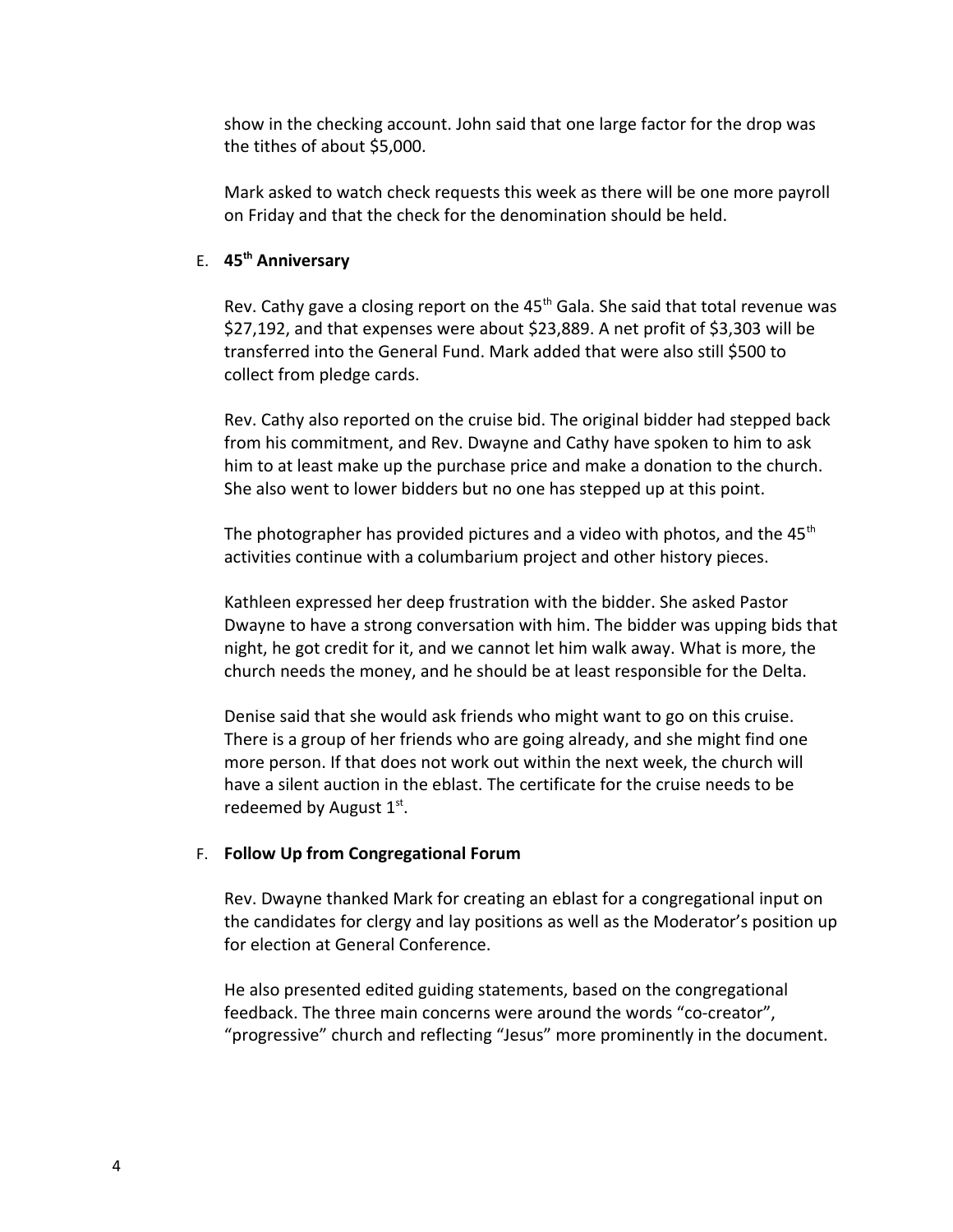show in the checking account. John said that one large factor for the drop was the tithes of about $5,000.

Mark asked to watch check requests this week as there will be one more payroll on Friday and that the check for the denomination should be held.

E. **45th Anniversary**

Rev. Cathy gave a closing report on the 45th Gala. She said that total revenue was $27,192, and that expenses were about $23,889. A net profit of $3,303 will be transferred into the General Fund. Mark added that were also still $500 to collect from pledge cards.

Rev. Cathy also reported on the cruise bid. The original bidder had stepped back from his commitment, and Rev. Dwayne and Cathy have spoken to him to ask him to at least make up the purchase price and make a donation to the church. She also went to lower bidders but no one has stepped up at this point.

The photographer has provided pictures and a video with photos, and the 45th activities continue with a columbarium project and other history pieces.

Kathleen expressed her deep frustration with the bidder. She asked Pastor Dwayne to have a strong conversation with him. The bidder was upping bids that night, he got credit for it, and we cannot let him walk away. What is more, the church needs the money, and he should be at least responsible for the Delta.

Denise said that she would ask friends who might want to go on this cruise. There is a group of her friends who are going already, and she might find one more person. If that does not work out within the next week, the church will have a silent auction in the eblast. The certificate for the cruise needs to be redeemed by August 1st.

F. **Follow Up from Congregational Forum**

Rev. Dwayne thanked Mark for creating an eblast for a congregational input on the candidates for clergy and lay positions as well as the Moderator's position up for election at General Conference.

He also presented edited guiding statements, based on the congregational feedback. The three main concerns were around the words "co-creator", "progressive" church and reflecting "Jesus" more prominently in the document.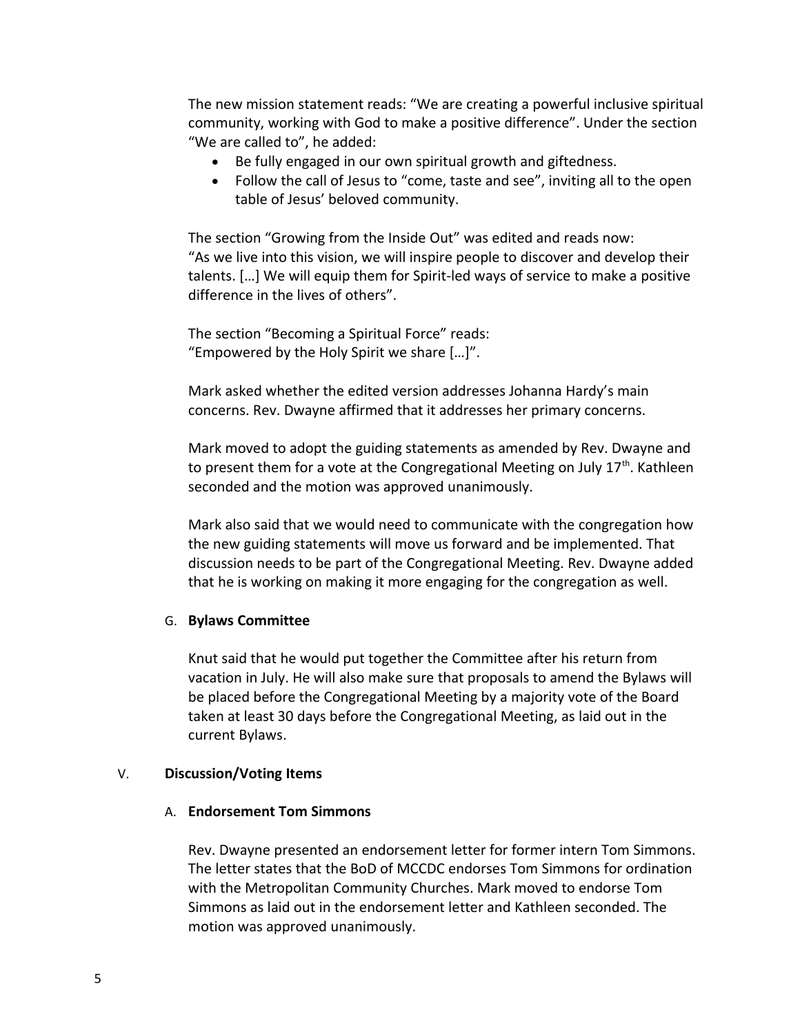The new mission statement reads: "We are creating a powerful inclusive spiritual community, working with God to make a positive difference". Under the section "We are called to", he added:

- Be fully engaged in our own spiritual growth and giftedness.
- Follow the call of Jesus to "come, taste and see", inviting all to the open table of Jesus' beloved community.

The section "Growing from the Inside Out" was edited and reads now:
"As we live into this vision, we will inspire people to discover and develop their talents. […] We will equip them for Spirit-led ways of service to make a positive difference in the lives of others".

The section "Becoming a Spiritual Force" reads:
"Empowered by the Holy Spirit we share […]".

Mark asked whether the edited version addresses Johanna Hardy's main concerns. Rev. Dwayne affirmed that it addresses her primary concerns.

Mark moved to adopt the guiding statements as amended by Rev. Dwayne and to present them for a vote at the Congregational Meeting on July 17th. Kathleen seconded and the motion was approved unanimously.

Mark also said that we would need to communicate with the congregation how the new guiding statements will move us forward and be implemented. That discussion needs to be part of the Congregational Meeting. Rev. Dwayne added that he is working on making it more engaging for the congregation as well.

G. **Bylaws Committee**

Knut said that he would put together the Committee after his return from vacation in July. He will also make sure that proposals to amend the Bylaws will be placed before the Congregational Meeting by a majority vote of the Board taken at least 30 days before the Congregational Meeting, as laid out in the current Bylaws.

## V. Discussion/Voting Items

A. **Endorsement Tom Simmons**

Rev. Dwayne presented an endorsement letter for former intern Tom Simmons. The letter states that the BoD of MCCDC endorses Tom Simmons for ordination with the Metropolitan Community Churches. Mark moved to endorse Tom Simmons as laid out in the endorsement letter and Kathleen seconded. The motion was approved unanimously.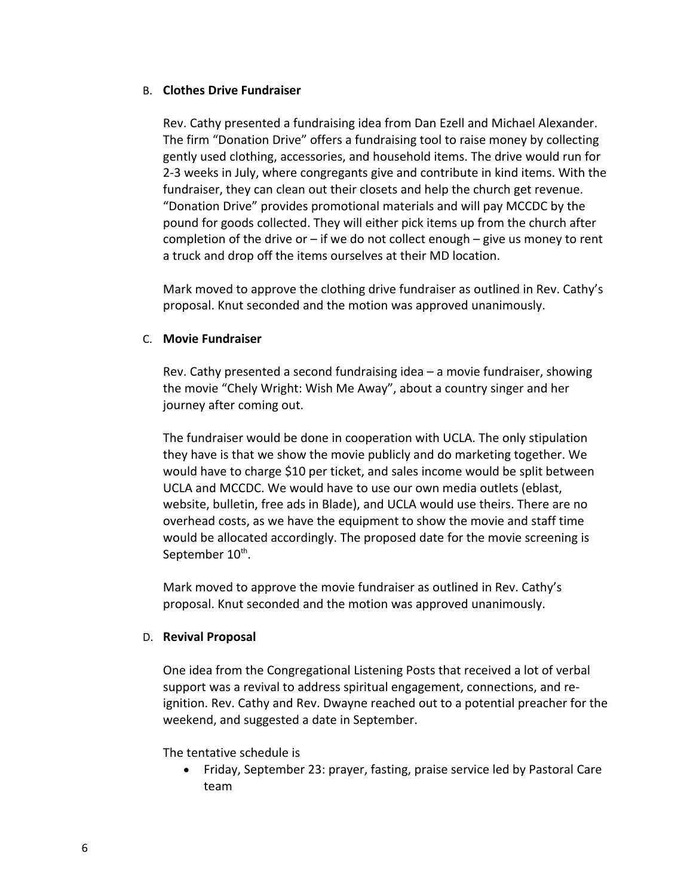B. **Clothes Drive Fundraiser**

Rev. Cathy presented a fundraising idea from Dan Ezell and Michael Alexander. The firm "Donation Drive" offers a fundraising tool to raise money by collecting gently used clothing, accessories, and household items. The drive would run for 2-3 weeks in July, where congregants give and contribute in kind items. With the fundraiser, they can clean out their closets and help the church get revenue. "Donation Drive" provides promotional materials and will pay MCCDC by the pound for goods collected. They will either pick items up from the church after completion of the drive or – if we do not collect enough – give us money to rent a truck and drop off the items ourselves at their MD location.

Mark moved to approve the clothing drive fundraiser as outlined in Rev. Cathy's proposal. Knut seconded and the motion was approved unanimously.

C. **Movie Fundraiser**

Rev. Cathy presented a second fundraising idea – a movie fundraiser, showing the movie "Chely Wright: Wish Me Away", about a country singer and her journey after coming out.

The fundraiser would be done in cooperation with UCLA. The only stipulation they have is that we show the movie publicly and do marketing together. We would have to charge $10 per ticket, and sales income would be split between UCLA and MCCDC. We would have to use our own media outlets (eblast, website, bulletin, free ads in Blade), and UCLA would use theirs. There are no overhead costs, as we have the equipment to show the movie and staff time would be allocated accordingly. The proposed date for the movie screening is September 10th.

Mark moved to approve the movie fundraiser as outlined in Rev. Cathy's proposal. Knut seconded and the motion was approved unanimously.

D. **Revival Proposal**

One idea from the Congregational Listening Posts that received a lot of verbal support was a revival to address spiritual engagement, connections, and re-ignition. Rev. Cathy and Rev. Dwayne reached out to a potential preacher for the weekend, and suggested a date in September.

The tentative schedule is

- Friday, September 23: prayer, fasting, praise service led by Pastoral Care team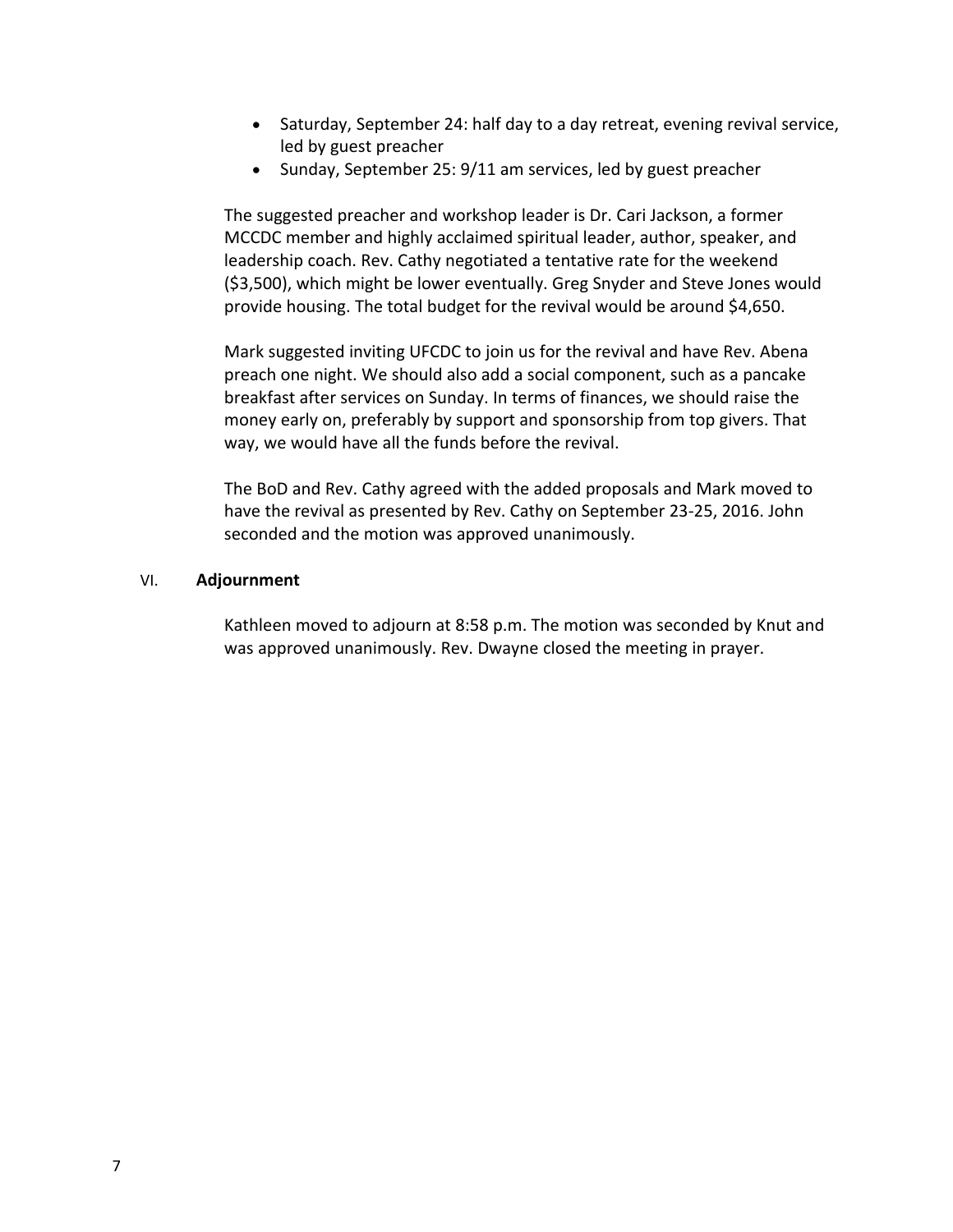- Saturday, September 24: half day to a day retreat, evening revival service, led by guest preacher
- Sunday, September 25: 9/11 am services, led by guest preacher

The suggested preacher and workshop leader is Dr. Cari Jackson, a former MCCDC member and highly acclaimed spiritual leader, author, speaker, and leadership coach. Rev. Cathy negotiated a tentative rate for the weekend ($3,500), which might be lower eventually. Greg Snyder and Steve Jones would provide housing. The total budget for the revival would be around $4,650.

Mark suggested inviting UFCDC to join us for the revival and have Rev. Abena preach one night. We should also add a social component, such as a pancake breakfast after services on Sunday. In terms of finances, we should raise the money early on, preferably by support and sponsorship from top givers. That way, we would have all the funds before the revival.

The BoD and Rev. Cathy agreed with the added proposals and Mark moved to have the revival as presented by Rev. Cathy on September 23-25, 2016. John seconded and the motion was approved unanimously.

## VI. **Adjournment**

Kathleen moved to adjourn at 8:58 p.m. The motion was seconded by Knut and was approved unanimously. Rev. Dwayne closed the meeting in prayer.